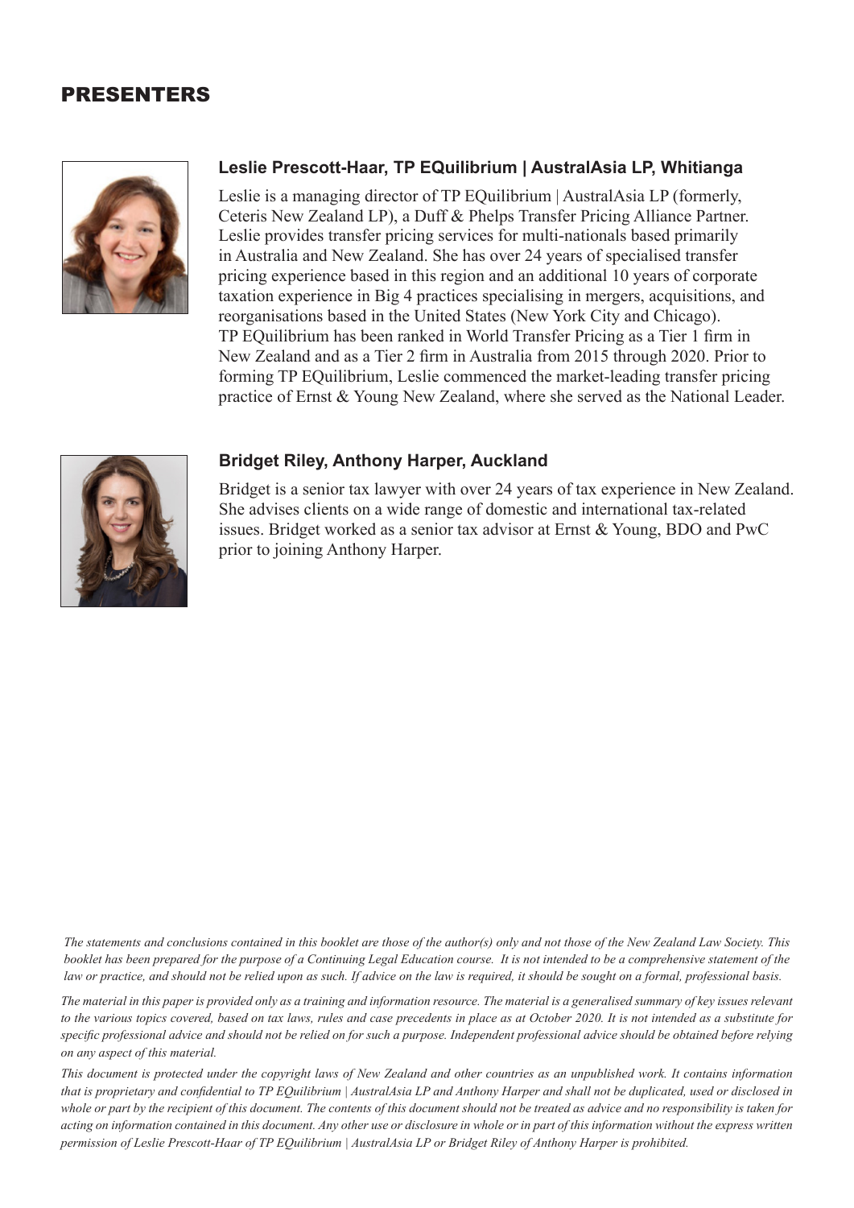# PRESENTERS

### Leslie Prescott-Haar, TP EQuilibrium | AustralAsia LP, Whitianga

Leslie is a managing director of TP EQuilibrium | AustralAsia LP (formerly, Ceteris New Zealand LP), a Duff & Phelps Transfer Pricing Alliance Partner. Leslie provides transfer pricing services for multi-nationals based primarily in Australia and New Zealand. She has over 24 years of specialised transfer pricing experience based in this region and an additional 10 years of corporate taxation experience in Big 4 practices specialising in mergers, acquisitions, and reorganisations based in the United States (New York City and Chicago). TP EQuilibrium has been ranked in World Transfer Pricing as a Tier 1 firm in New Zealand and as a Tier 2 firm in Australia from 2015 through 2020. Prior to forming TP EQuilibrium, Leslie commenced the market-leading transfer pricing practice of Ernst & Young New Zealand, where she served as the National Leader.

### Bridget Riley, Anthony Harper, Auckland

Bridget is a senior tax lawyer with over 24 years of tax experience in New Zealand. She advises clients on a wide range of domestic and international tax-related issues. Bridget worked as a senior tax advisor at Ernst & Young, BDO and PwC prior to joining Anthony Harper.

*The statements and conclusions contained in this booklet are those of the author(s) only and not those of the New Zealand Law Society. This booklet has been prepared for the purpose of a Continuing Legal Education course. It is not intended to be a comprehensive statement of the law or practice, and should not be relied upon as such. If advice on the law is required, it should be sought on a formal, professional basis.*

*The material in this paper is provided only as a training and information resource. The material is a generalised summary of key issues relevant to the various topics covered, based on tax laws, rules and case precedents in place as at October 2020. It is not intended as a substitute for specific professional advice and should not be relied on for such a purpose. Independent professional advice should be obtained before relying on any aspect of this material.*

*This document is protected under the copyright laws of New Zealand and other countries as an unpublished work. It contains information that is proprietary and confidential to TP EQuilibrium | AustralAsia LP and Anthony Harper and shall not be duplicated, used or disclosed in whole or part by the recipient of this document. The contents of this document should not be treated as advice and no responsibility is taken for acting on information contained in this document. Any other use or disclosure in whole or in part of this information without the express written permission of Leslie Prescott-Haar of TP EQuilibrium | AustralAsia LP or Bridget Riley of Anthony Harper is prohibited.*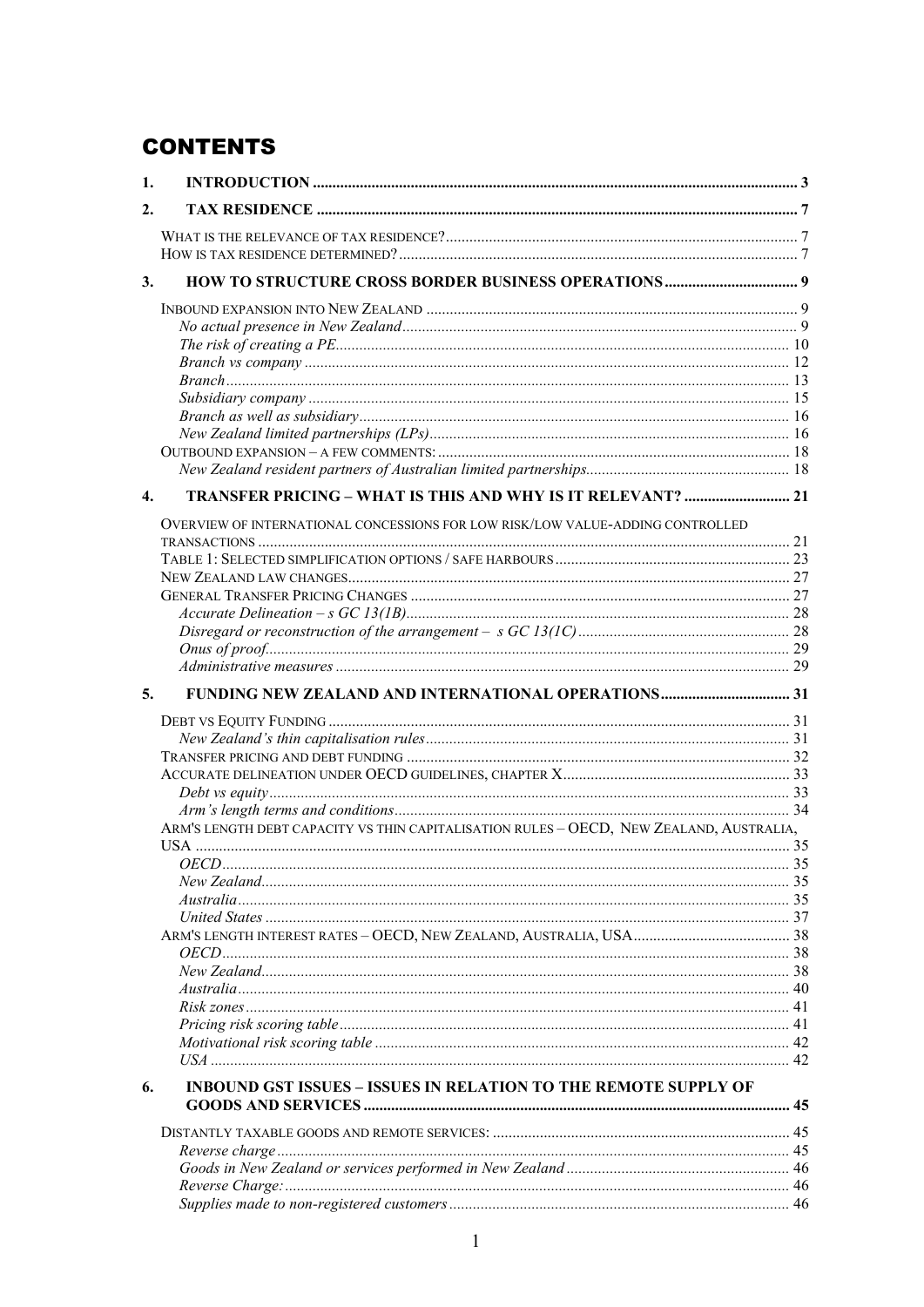# CONTENTS

1. **INTRODUCTION** .......... 3
2. **TAX RESIDENCE** .......... 7

WHAT IS THE RELEVANCE OF TAX RESIDENCE? .......... 7
HOW IS TAX RESIDENCE DETERMINED? .......... 7

3. **HOW TO STRUCTURE CROSS BORDER BUSINESS OPERATIONS** .......... 9

INBOUND EXPANSION INTO NEW ZEALAND .......... 9
- *No actual presence in New Zealand* .......... 9
- *The risk of creating a PE* .......... 10
- *Branch vs company* .......... 12
- *Branch* .......... 13
- *Subsidiary company* .......... 15
- *Branch as well as subsidiary* .......... 16
- *New Zealand limited partnerships (LPs)* .......... 16

OUTBOUND EXPANSION – A FEW COMMENTS: .......... 18
- *New Zealand resident partners of Australian limited partnerships* .......... 18

4. **TRANSFER PRICING – WHAT IS THIS AND WHY IS IT RELEVANT?** .......... 21

OVERVIEW OF INTERNATIONAL CONCESSIONS FOR LOW RISK/LOW VALUE-ADDING CONTROLLED TRANSACTIONS .......... 21
TABLE 1: SELECTED SIMPLIFICATION OPTIONS / SAFE HARBOURS .......... 23
NEW ZEALAND LAW CHANGES .......... 27
GENERAL TRANSFER PRICING CHANGES .......... 27
- *Accurate Delineation – s GC 13(1B)* .......... 28
- *Disregard or reconstruction of the arrangement – s GC 13(1C)* .......... 28
- *Onus of proof* .......... 29
- *Administrative measures* .......... 29

5. **FUNDING NEW ZEALAND AND INTERNATIONAL OPERATIONS** .......... 31

DEBT VS EQUITY FUNDING .......... 31
- *New Zealand's thin capitalisation rules* .......... 31

TRANSFER PRICING AND DEBT FUNDING .......... 32
ACCURATE DELINEATION UNDER OECD GUIDELINES, CHAPTER X .......... 33
- *Debt vs equity* .......... 33
- *Arm's length terms and conditions* .......... 34

ARM'S LENGTH DEBT CAPACITY VS THIN CAPITALISATION RULES – OECD, NEW ZEALAND, AUSTRALIA, USA .......... 35
- *OECD* .......... 35
- *New Zealand* .......... 35
- *Australia* .......... 35
- *United States* .......... 37

ARM'S LENGTH INTEREST RATES – OECD, NEW ZEALAND, AUSTRALIA, USA .......... 38
- *OECD* .......... 38
- *New Zealand* .......... 38
- *Australia* .......... 40
- *Risk zones* .......... 41
- *Pricing risk scoring table* .......... 41
- *Motivational risk scoring table* .......... 42
- *USA* .......... 42

6. **INBOUND GST ISSUES – ISSUES IN RELATION TO THE REMOTE SUPPLY OF GOODS AND SERVICES** .......... 45

DISTANTLY TAXABLE GOODS AND REMOTE SERVICES: .......... 45
- *Reverse charge* .......... 45
- *Goods in New Zealand or services performed in New Zealand* .......... 46
- *Reverse Charge:* .......... 46
- *Supplies made to non-registered customers* .......... 46